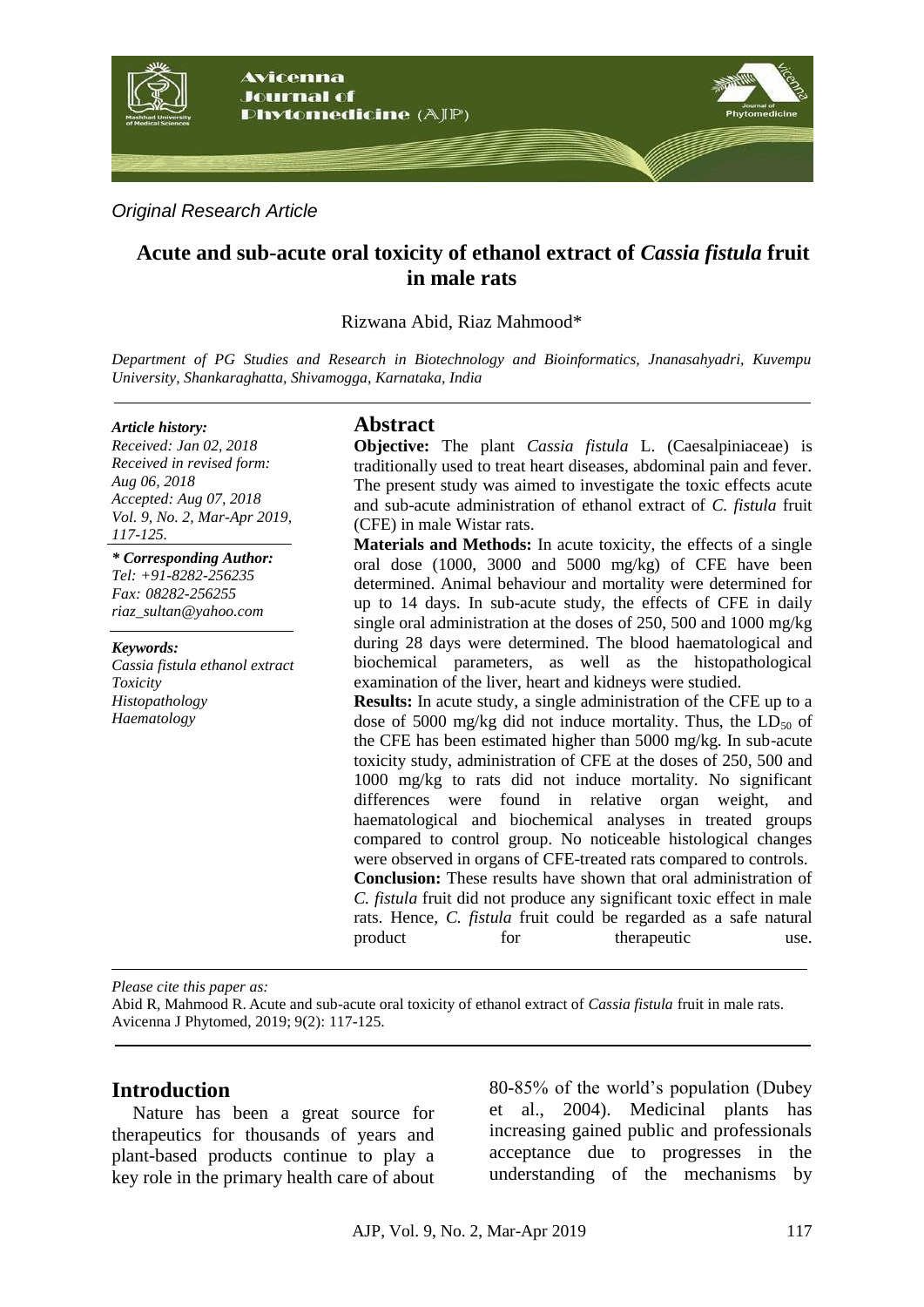*Original Research Article*

# Acute and sub-acute oral toxicity of ethanol extract of *Cassia fistula* fruit in male rats

Rizwana Abid, Riaz Mahmood*

*Department of PG Studies and Research in Biotechnology and Bioinformatics, Jnanasahyadri, Kuvempu University, Shankaraghatta, Shivamogga, Karnataka, India*

***Article history:***
*Received: Jan 02, 2018*
*Received in revised form: Aug 06, 2018*
*Accepted: Aug 07, 2018*
*Vol. 9, No. 2, Mar-Apr 2019, 117-125.*

***\* Corresponding Author:***
*Tel: +91-8282-256235*
*Fax: 08282-256255*
*riaz_sultan@yahoo.com*

***Keywords:***
*Cassia fistula ethanol extract*
*Toxicity*
*Histopathology*
*Haematology*

## Abstract

**Objective:** The plant *Cassia fistula* L. (Caesalpiniaceae) is traditionally used to treat heart diseases, abdominal pain and fever. The present study was aimed to investigate the toxic effects acute and sub-acute administration of ethanol extract of *C. fistula* fruit (CFE) in male Wistar rats.

**Materials and Methods:** In acute toxicity, the effects of a single oral dose (1000, 3000 and 5000 mg/kg) of CFE have been determined. Animal behaviour and mortality were determined for up to 14 days. In sub-acute study, the effects of CFE in daily single oral administration at the doses of 250, 500 and 1000 mg/kg during 28 days were determined. The blood haematological and biochemical parameters, as well as the histopathological examination of the liver, heart and kidneys were studied.

**Results:** In acute study, a single administration of the CFE up to a dose of 5000 mg/kg did not induce mortality. Thus, the $LD_{50}$ of the CFE has been estimated higher than 5000 mg/kg. In sub-acute toxicity study, administration of CFE at the doses of 250, 500 and 1000 mg/kg to rats did not induce mortality. No significant differences were found in relative organ weight, and haematological and biochemical analyses in treated groups compared to control group. No noticeable histological changes were observed in organs of CFE-treated rats compared to controls.

**Conclusion:** These results have shown that oral administration of *C. fistula* fruit did not produce any significant toxic effect in male rats. Hence, *C. fistula* fruit could be regarded as a safe natural product for therapeutic use.

*Please cite this paper as:*
Abid R, Mahmood R. Acute and sub-acute oral toxicity of ethanol extract of *Cassia fistula* fruit in male rats. Avicenna J Phytomed, 2019; 9(2): 117-125.

## Introduction

Nature has been a great source for therapeutics for thousands of years and plant-based products continue to play a key role in the primary health care of about 80-85% of the world's population (Dubey et al., 2004). Medicinal plants has increasing gained public and professionals acceptance due to progresses in the understanding of the mechanisms by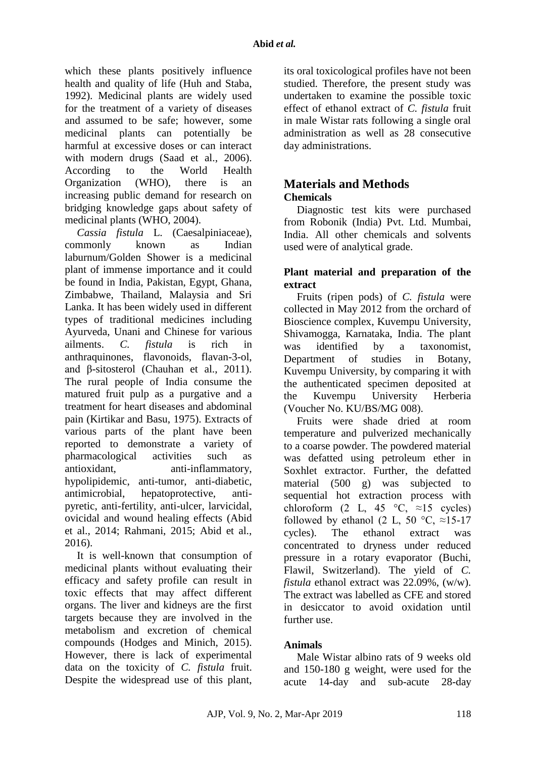which these plants positively influence health and quality of life (Huh and Staba, 1992). Medicinal plants are widely used for the treatment of a variety of diseases and assumed to be safe; however, some medicinal plants can potentially be harmful at excessive doses or can interact with modern drugs (Saad et al., 2006). According to the World Health Organization (WHO), there is an increasing public demand for research on bridging knowledge gaps about safety of medicinal plants (WHO, 2004).

*Cassia fistula* L. (Caesalpiniaceae), commonly known as Indian laburnum/Golden Shower is a medicinal plant of immense importance and it could be found in India, Pakistan, Egypt, Ghana, Zimbabwe, Thailand, Malaysia and Sri Lanka. It has been widely used in different types of traditional medicines including Ayurveda, Unani and Chinese for various ailments. *C. fistula* is rich in anthraquinones, flavonoids, flavan-3-ol, and β-sitosterol (Chauhan et al., 2011). The rural people of India consume the matured fruit pulp as a purgative and a treatment for heart diseases and abdominal pain (Kirtikar and Basu, 1975). Extracts of various parts of the plant have been reported to demonstrate a variety of pharmacological activities such as antioxidant, anti-inflammatory, hypolipidemic, anti-tumor, anti-diabetic, antimicrobial, hepatoprotective, anti-pyretic, anti-fertility, anti-ulcer, larvicidal, ovicidal and wound healing effects (Abid et al., 2014; Rahmani, 2015; Abid et al., 2016).

It is well-known that consumption of medicinal plants without evaluating their efficacy and safety profile can result in toxic effects that may affect different organs. The liver and kidneys are the first targets because they are involved in the metabolism and excretion of chemical compounds (Hodges and Minich, 2015). However, there is lack of experimental data on the toxicity of *C. fistula* fruit. Despite the widespread use of this plant, its oral toxicological profiles have not been studied. Therefore, the present study was undertaken to examine the possible toxic effect of ethanol extract of *C. fistula* fruit in male Wistar rats following a single oral administration as well as 28 consecutive day administrations.

## Materials and Methods

### Chemicals

Diagnostic test kits were purchased from Robonik (India) Pvt. Ltd. Mumbai, India. All other chemicals and solvents used were of analytical grade.

### Plant material and preparation of the extract

Fruits (ripen pods) of *C. fistula* were collected in May 2012 from the orchard of Bioscience complex, Kuvempu University, Shivamogga, Karnataka, India. The plant was identified by a taxonomist, Department of studies in Botany, Kuvempu University, by comparing it with the authenticated specimen deposited at the Kuvempu University Herberia (Voucher No. KU/BS/MG 008).

Fruits were shade dried at room temperature and pulverized mechanically to a coarse powder. The powdered material was defatted using petroleum ether in Soxhlet extractor. Further, the defatted material (500 g) was subjected to sequential hot extraction process with chloroform (2 L, 45 °C, ≈15 cycles) followed by ethanol (2 L, 50 °C, ≈15-17 cycles). The ethanol extract was concentrated to dryness under reduced pressure in a rotary evaporator (Buchi, Flawil, Switzerland). The yield of *C. fistula* ethanol extract was 22.09%, (w/w). The extract was labelled as CFE and stored in desiccator to avoid oxidation until further use.

### Animals

Male Wistar albino rats of 9 weeks old and 150-180 g weight, were used for the acute 14-day and sub-acute 28-day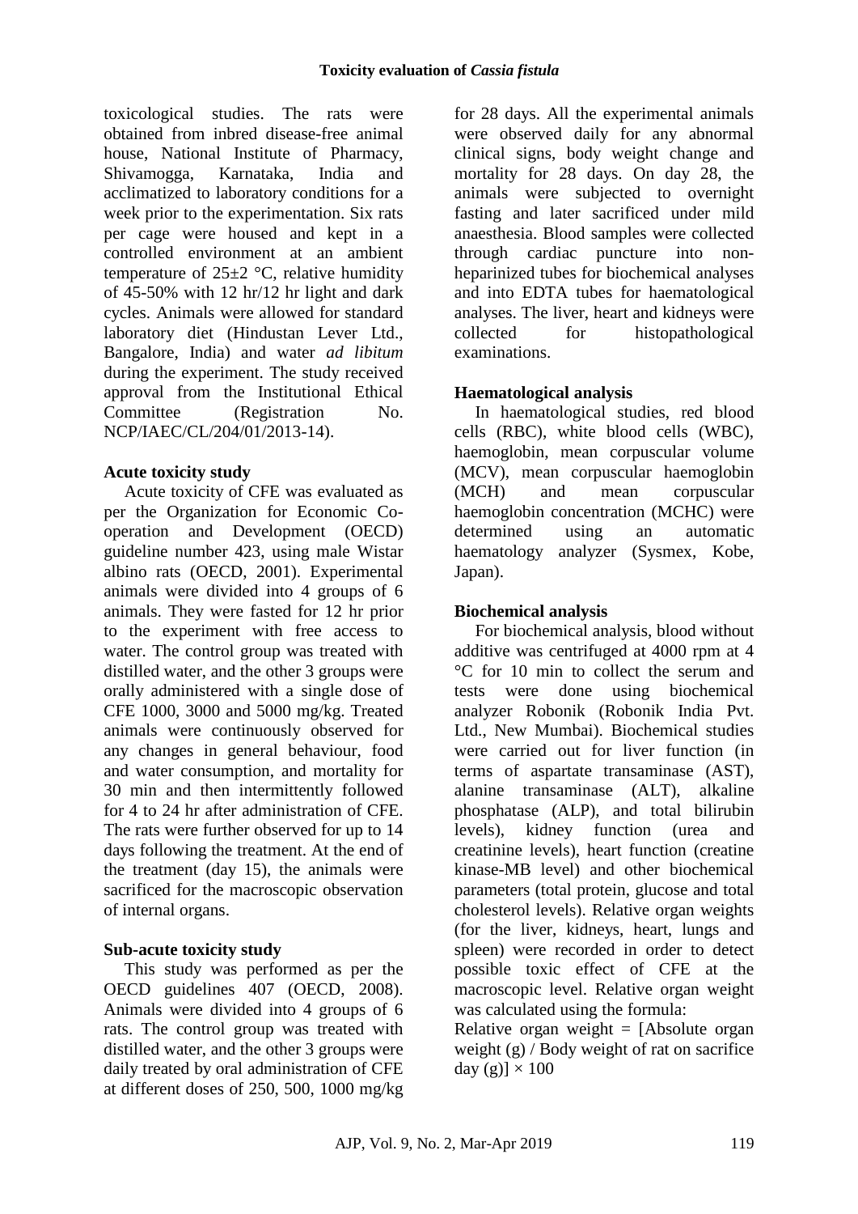toxicological studies. The rats were obtained from inbred disease-free animal house, National Institute of Pharmacy, Shivamogga, Karnataka, India and acclimatized to laboratory conditions for a week prior to the experimentation. Six rats per cage were housed and kept in a controlled environment at an ambient temperature of 25±2 °C, relative humidity of 45-50% with 12 hr/12 hr light and dark cycles. Animals were allowed for standard laboratory diet (Hindustan Lever Ltd., Bangalore, India) and water *ad libitum* during the experiment. The study received approval from the Institutional Ethical Committee (Registration No. NCP/IAEC/CL/204/01/2013-14).

**Acute toxicity study**

Acute toxicity of CFE was evaluated as per the Organization for Economic Co-operation and Development (OECD) guideline number 423, using male Wistar albino rats (OECD, 2001). Experimental animals were divided into 4 groups of 6 animals. They were fasted for 12 hr prior to the experiment with free access to water. The control group was treated with distilled water, and the other 3 groups were orally administered with a single dose of CFE 1000, 3000 and 5000 mg/kg. Treated animals were continuously observed for any changes in general behaviour, food and water consumption, and mortality for 30 min and then intermittently followed for 4 to 24 hr after administration of CFE. The rats were further observed for up to 14 days following the treatment. At the end of the treatment (day 15), the animals were sacrificed for the macroscopic observation of internal organs.

**Sub-acute toxicity study**

This study was performed as per the OECD guidelines 407 (OECD, 2008). Animals were divided into 4 groups of 6 rats. The control group was treated with distilled water, and the other 3 groups were daily treated by oral administration of CFE at different doses of 250, 500, 1000 mg/kg for 28 days. All the experimental animals were observed daily for any abnormal clinical signs, body weight change and mortality for 28 days. On day 28, the animals were subjected to overnight fasting and later sacrificed under mild anaesthesia. Blood samples were collected through cardiac puncture into non-heparinized tubes for biochemical analyses and into EDTA tubes for haematological analyses. The liver, heart and kidneys were collected for histopathological examinations.

**Haematological analysis**

In haematological studies, red blood cells (RBC), white blood cells (WBC), haemoglobin, mean corpuscular volume (MCV), mean corpuscular haemoglobin (MCH) and mean corpuscular haemoglobin concentration (MCHC) were determined using an automatic haematology analyzer (Sysmex, Kobe, Japan).

**Biochemical analysis**

For biochemical analysis, blood without additive was centrifuged at 4000 rpm at 4 °C for 10 min to collect the serum and tests were done using biochemical analyzer Robonik (Robonik India Pvt. Ltd., New Mumbai). Biochemical studies were carried out for liver function (in terms of aspartate transaminase (AST), alanine transaminase (ALT), alkaline phosphatase (ALP), and total bilirubin levels), kidney function (urea and creatinine levels), heart function (creatine kinase-MB level) and other biochemical parameters (total protein, glucose and total cholesterol levels). Relative organ weights (for the liver, kidneys, heart, lungs and spleen) were recorded in order to detect possible toxic effect of CFE at the macroscopic level. Relative organ weight was calculated using the formula:

Relative organ weight = [Absolute organ weight (g) / Body weight of rat on sacrifice day (g)] × 100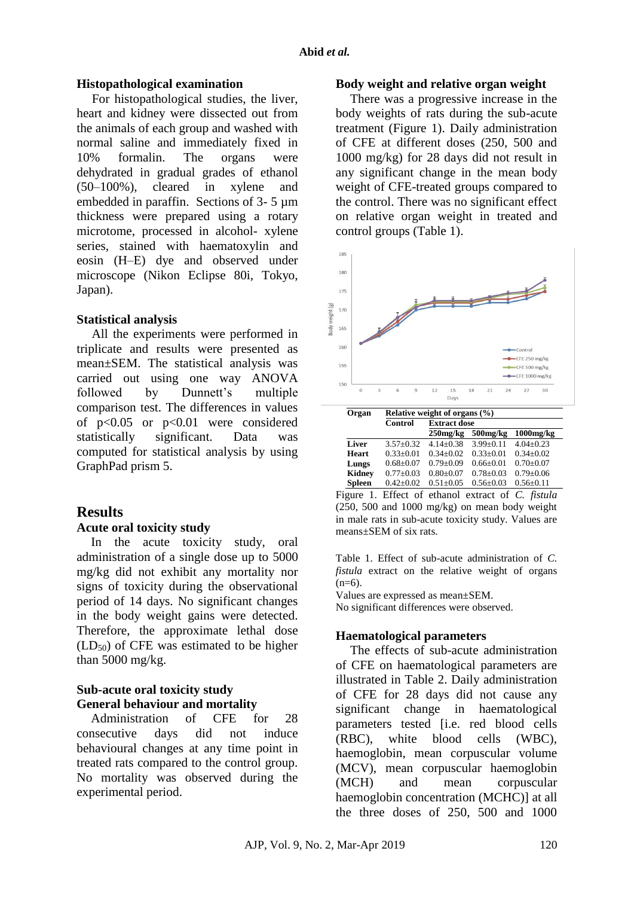### Histopathological examination

For histopathological studies, the liver, heart and kidney were dissected out from the animals of each group and washed with normal saline and immediately fixed in 10% formalin. The organs were dehydrated in gradual grades of ethanol (50–100%), cleared in xylene and embedded in paraffin. Sections of 3- 5 µm thickness were prepared using a rotary microtome, processed in alcohol- xylene series, stained with haematoxylin and eosin (H–E) dye and observed under microscope (Nikon Eclipse 80i, Tokyo, Japan).

### Statistical analysis

All the experiments were performed in triplicate and results were presented as mean±SEM. The statistical analysis was carried out using one way ANOVA followed by Dunnett's multiple comparison test. The differences in values of $p<0.05$ or $p<0.01$ were considered statistically significant. Data was computed for statistical analysis by using GraphPad prism 5.

## Results

### Acute oral toxicity study

In the acute toxicity study, oral administration of a single dose up to 5000 mg/kg did not exhibit any mortality nor signs of toxicity during the observational period of 14 days. No significant changes in the body weight gains were detected. Therefore, the approximate lethal dose ($LD_{50}$) of CFE was estimated to be higher than 5000 mg/kg.

### Sub-acute oral toxicity study

### General behaviour and mortality

Administration of CFE for 28 consecutive days did not induce behavioural changes at any time point in treated rats compared to the control group. No mortality was observed during the experimental period.

### Body weight and relative organ weight

There was a progressive increase in the body weights of rats during the sub-acute treatment (Figure 1). Daily administration of CFE at different doses (250, 500 and 1000 mg/kg) for 28 days did not result in any significant change in the mean body weight of CFE-treated groups compared to the control. There was no significant effect on relative organ weight in treated and control groups (Table 1).

Figure 1. Effect of ethanol extract of *C. fistula* (250, 500 and 1000 mg/kg) on mean body weight in male rats in sub-acute toxicity study. Values are means±SEM of six rats.

| Organ | Relative weight of organs (%) | | | |
|---|---|---|---|---|
| | Control | Extract dose | | |
| | | 250mg/kg | 500mg/kg | 1000mg/kg |
| **Liver** | 3.57±0.32 | 4.14±0.38 | 3.99±0.11 | 4.04±0.23 |
| **Heart** | 0.33±0.01 | 0.34±0.02 | 0.33±0.01 | 0.34±0.02 |
| **Lungs** | 0.68±0.07 | 0.79±0.09 | 0.66±0.01 | 0.70±0.07 |
| **Kidney** | 0.77±0.03 | 0.80±0.07 | 0.78±0.03 | 0.79±0.06 |
| **Spleen** | 0.42±0.02 | 0.51±0.05 | 0.56±0.03 | 0.56±0.11 |

Table 1. Effect of sub-acute administration of *C. fistula* extract on the relative weight of organs (n=6).

Values are expressed as mean±SEM.

No significant differences were observed.

### Haematological parameters

The effects of sub-acute administration of CFE on haematological parameters are illustrated in Table 2. Daily administration of CFE for 28 days did not cause any significant change in haematological parameters tested [i.e. red blood cells (RBC), white blood cells (WBC), haemoglobin, mean corpuscular volume (MCV), mean corpuscular haemoglobin (MCH) and mean corpuscular haemoglobin concentration (MCHC)] at all the three doses of 250, 500 and 1000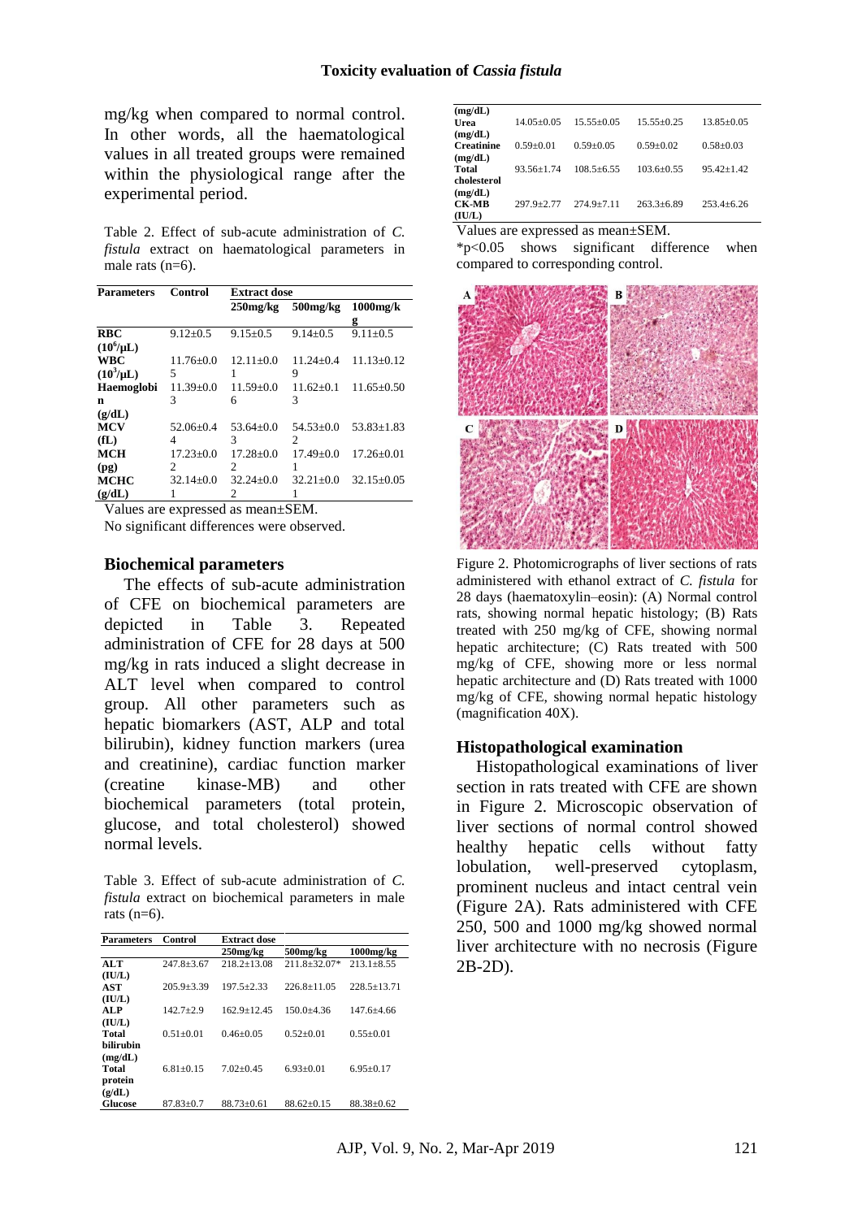mg/kg when compared to normal control. In other words, all the haematological values in all treated groups were remained within the physiological range after the experimental period.

Table 2. Effect of sub-acute administration of *C. fistula* extract on haematological parameters in male rats (n=6).

| Parameters | Control | Extract dose | | |
|---|---|---|---|---|
| | | 250mg/kg | 500mg/kg | 1000mg/kg |
| RBC ($10^6$/μL) | 9.12±0.5 | 9.15±0.5 | 9.14±0.5 | 9.11±0.5 |
| WBC ($10^3$/μL) | 11.76±0.05 | 12.11±0.01 | 11.24±0.49 | 11.13±0.12 |
| Haemoglobin (g/dL) | 11.39±0.03 | 11.59±0.06 | 11.62±0.13 | 11.65±0.50 |
| MCV (fL) | 52.06±0.44 | 53.64±0.03 | 54.53±0.02 | 53.83±1.83 |
| MCH (pg) | 17.23±0.02 | 17.28±0.02 | 17.49±0.01 | 17.26±0.01 |
| MCHC (g/dL) | 32.14±0.01 | 32.24±0.02 | 32.21±0.01 | 32.15±0.05 |

Values are expressed as mean±SEM.
No significant differences were observed.

## Biochemical parameters

The effects of sub-acute administration of CFE on biochemical parameters are depicted in Table 3. Repeated administration of CFE for 28 days at 500 mg/kg in rats induced a slight decrease in ALT level when compared to control group. All other parameters such as hepatic biomarkers (AST, ALP and total bilirubin), kidney function markers (urea and creatinine), cardiac function marker (creatine kinase-MB) and other biochemical parameters (total protein, glucose, and total cholesterol) showed normal levels.

Table 3. Effect of sub-acute administration of *C. fistula* extract on biochemical parameters in male rats (n=6).

| Parameters | Control | Extract dose | | |
|---|---|---|---|---|
| | | 250mg/kg | 500mg/kg | 1000mg/kg |
| ALT (IU/L) | 247.8±3.67 | 218.2±13.08 | 211.8±32.07* | 213.1±8.55 |
| AST (IU/L) | 205.9±3.39 | 197.5±2.33 | 226.8±11.05 | 228.5±13.71 |
| ALP (IU/L) | 142.7±2.9 | 162.9±12.45 | 150.0±4.36 | 147.6±4.66 |
| Total bilirubin (mg/dL) | 0.51±0.01 | 0.46±0.05 | 0.52±0.01 | 0.55±0.01 |
| Total protein (g/dL) | 6.81±0.15 | 7.02±0.45 | 6.93±0.01 | 6.95±0.17 |
| Glucose (mg/dL) | 87.83±0.7 | 88.73±0.61 | 88.62±0.15 | 88.38±0.62 |
| Urea (mg/dL) | 14.05±0.05 | 15.55±0.05 | 15.55±0.25 | 13.85±0.05 |
| Creatinine (mg/dL) | 0.59±0.01 | 0.59±0.05 | 0.59±0.02 | 0.58±0.03 |
| Total cholesterol (mg/dL) | 93.56±1.74 | 108.5±6.55 | 103.6±0.55 | 95.42±1.42 |
| CK-MB (IU/L) | 297.9±2.77 | 274.9±7.11 | 263.3±6.89 | 253.4±6.26 |

Values are expressed as mean±SEM.
*$p<0.05$ shows significant difference when compared to corresponding control.

Figure 2. Photomicrographs of liver sections of rats administered with ethanol extract of *C. fistula* for 28 days (haematoxylin–eosin): (A) Normal control rats, showing normal hepatic histology; (B) Rats treated with 250 mg/kg of CFE, showing normal hepatic architecture; (C) Rats treated with 500 mg/kg of CFE, showing more or less normal hepatic architecture and (D) Rats treated with 1000 mg/kg of CFE, showing normal hepatic histology (magnification 40X).

## Histopathological examination

Histopathological examinations of liver section in rats treated with CFE are shown in Figure 2. Microscopic observation of liver sections of normal control showed healthy hepatic cells without fatty lobulation, well-preserved cytoplasm, prominent nucleus and intact central vein (Figure 2A). Rats administered with CFE 250, 500 and 1000 mg/kg showed normal liver architecture with no necrosis (Figure 2B-2D).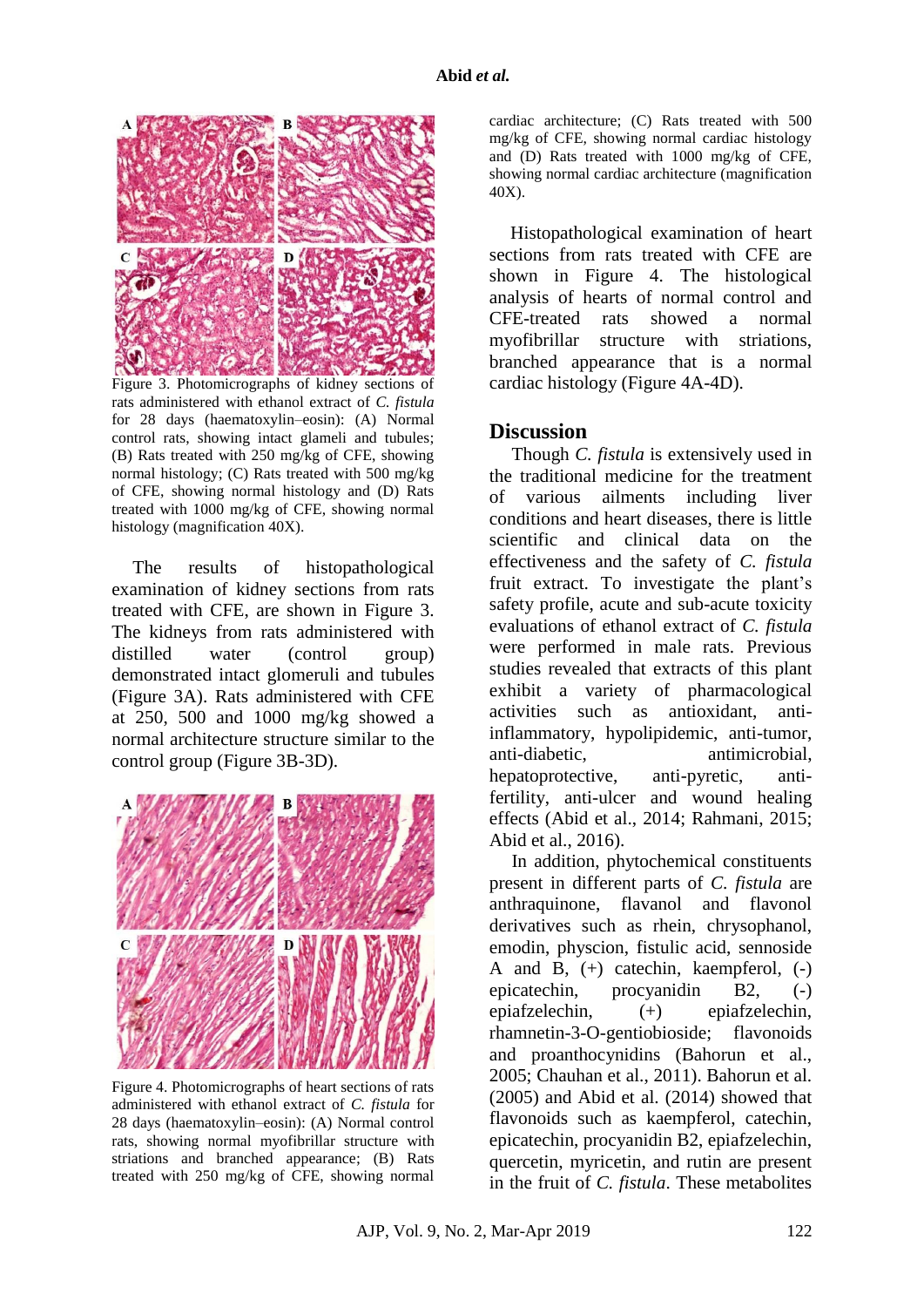Figure 3. Photomicrographs of kidney sections of rats administered with ethanol extract of *C. fistula* for 28 days (haematoxylin–eosin): (A) Normal control rats, showing intact glameli and tubules; (B) Rats treated with 250 mg/kg of CFE, showing normal histology; (C) Rats treated with 500 mg/kg of CFE, showing normal histology and (D) Rats treated with 1000 mg/kg of CFE, showing normal histology (magnification 40X).

The results of histopathological examination of kidney sections from rats treated with CFE, are shown in Figure 3. The kidneys from rats administered with distilled water (control group) demonstrated intact glomeruli and tubules (Figure 3A). Rats administered with CFE at 250, 500 and 1000 mg/kg showed a normal architecture structure similar to the control group (Figure 3B-3D).

Figure 4. Photomicrographs of heart sections of rats administered with ethanol extract of *C. fistula* for 28 days (haematoxylin–eosin): (A) Normal control rats, showing normal myofibrillar structure with striations and branched appearance; (B) Rats treated with 250 mg/kg of CFE, showing normal cardiac architecture; (C) Rats treated with 500 mg/kg of CFE, showing normal cardiac histology and (D) Rats treated with 1000 mg/kg of CFE, showing normal cardiac architecture (magnification 40X).

Histopathological examination of heart sections from rats treated with CFE are shown in Figure 4. The histological analysis of hearts of normal control and CFE-treated rats showed a normal myofibrillar structure with striations, branched appearance that is a normal cardiac histology (Figure 4A-4D).

## Discussion

Though *C. fistula* is extensively used in the traditional medicine for the treatment of various ailments including liver conditions and heart diseases, there is little scientific and clinical data on the effectiveness and the safety of *C. fistula* fruit extract. To investigate the plant's safety profile, acute and sub-acute toxicity evaluations of ethanol extract of *C. fistula* were performed in male rats. Previous studies revealed that extracts of this plant exhibit a variety of pharmacological activities such as antioxidant, anti-inflammatory, hypolipidemic, anti-tumor, anti-diabetic, antimicrobial, hepatoprotective, anti-pyretic, anti-fertility, anti-ulcer and wound healing effects (Abid et al., 2014; Rahmani, 2015; Abid et al., 2016).

In addition, phytochemical constituents present in different parts of *C. fistula* are anthraquinone, flavanol and flavonol derivatives such as rhein, chrysophanol, emodin, physcion, fistulic acid, sennoside A and B, (+) catechin, kaempferol, (-) epicatechin, procyanidin B2, (-) epiafzelechin, (+) epiafzelechin, rhamnetin-3-O-gentiobioside; flavonoids and proanthocynidins (Bahorun et al., 2005; Chauhan et al., 2011). Bahorun et al. (2005) and Abid et al. (2014) showed that flavonoids such as kaempferol, catechin, epicatechin, procyanidin B2, epiafzelechin, quercetin, myricetin, and rutin are present in the fruit of *C. fistula*. These metabolites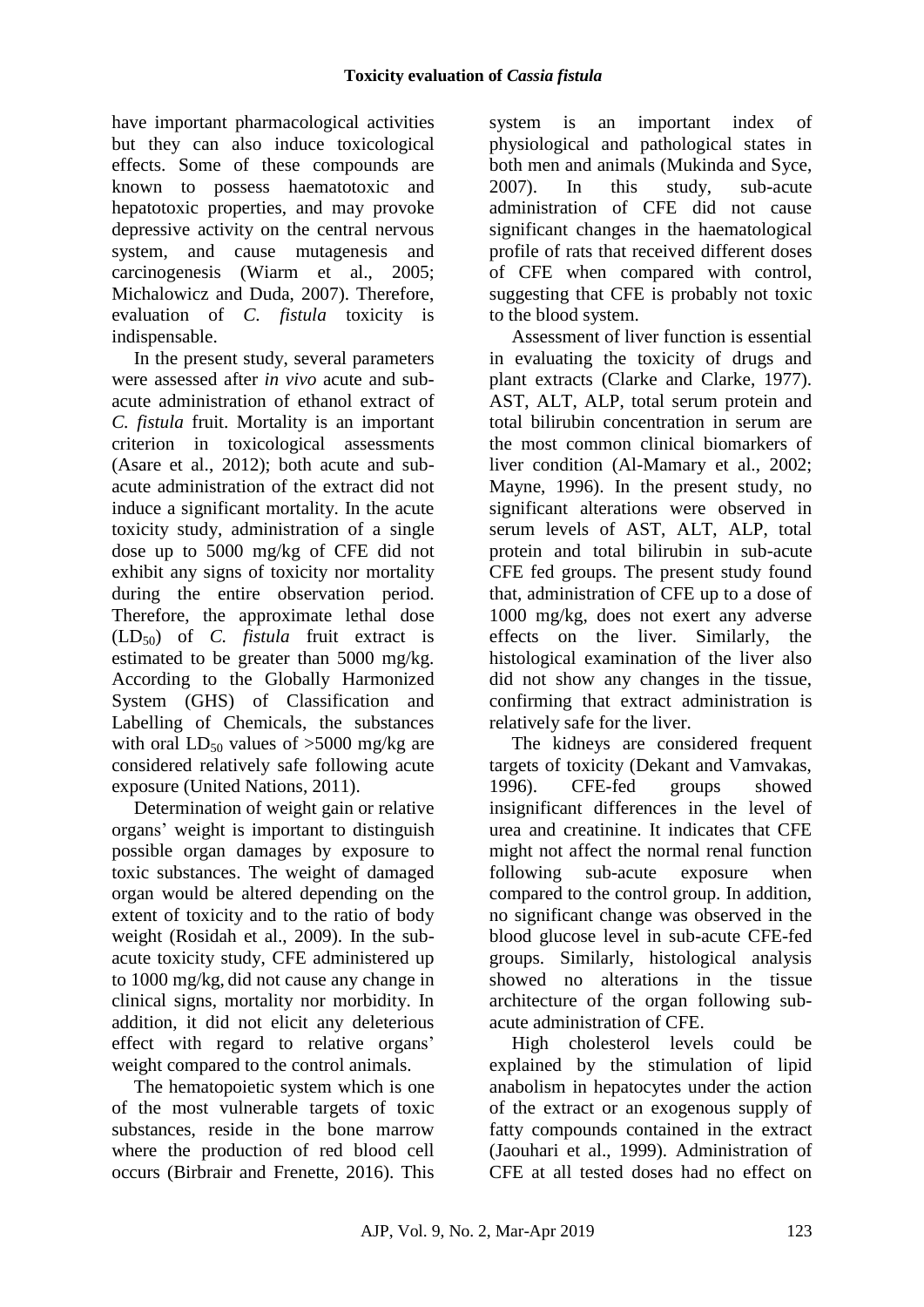have important pharmacological activities but they can also induce toxicological effects. Some of these compounds are known to possess haematotoxic and hepatotoxic properties, and may provoke depressive activity on the central nervous system, and cause mutagenesis and carcinogenesis (Wiarm et al., 2005; Michalowicz and Duda, 2007). Therefore, evaluation of *C. fistula* toxicity is indispensable.

In the present study, several parameters were assessed after *in vivo* acute and sub-acute administration of ethanol extract of *C. fistula* fruit. Mortality is an important criterion in toxicological assessments (Asare et al., 2012); both acute and sub-acute administration of the extract did not induce a significant mortality. In the acute toxicity study, administration of a single dose up to 5000 mg/kg of CFE did not exhibit any signs of toxicity nor mortality during the entire observation period. Therefore, the approximate lethal dose ($LD_{50}$) of *C. fistula* fruit extract is estimated to be greater than 5000 mg/kg. According to the Globally Harmonized System (GHS) of Classification and Labelling of Chemicals, the substances with oral $LD_{50}$ values of >5000 mg/kg are considered relatively safe following acute exposure (United Nations, 2011).

Determination of weight gain or relative organs' weight is important to distinguish possible organ damages by exposure to toxic substances. The weight of damaged organ would be altered depending on the extent of toxicity and to the ratio of body weight (Rosidah et al., 2009). In the sub-acute toxicity study, CFE administered up to 1000 mg/kg, did not cause any change in clinical signs, mortality nor morbidity. In addition, it did not elicit any deleterious effect with regard to relative organs' weight compared to the control animals.

The hematopoietic system which is one of the most vulnerable targets of toxic substances, reside in the bone marrow where the production of red blood cell occurs (Birbrair and Frenette, 2016). This system is an important index of physiological and pathological states in both men and animals (Mukinda and Syce, 2007). In this study, sub-acute administration of CFE did not cause significant changes in the haematological profile of rats that received different doses of CFE when compared with control, suggesting that CFE is probably not toxic to the blood system.

Assessment of liver function is essential in evaluating the toxicity of drugs and plant extracts (Clarke and Clarke, 1977). AST, ALT, ALP, total serum protein and total bilirubin concentration in serum are the most common clinical biomarkers of liver condition (Al-Mamary et al., 2002; Mayne, 1996). In the present study, no significant alterations were observed in serum levels of AST, ALT, ALP, total protein and total bilirubin in sub-acute CFE fed groups. The present study found that, administration of CFE up to a dose of 1000 mg/kg, does not exert any adverse effects on the liver. Similarly, the histological examination of the liver also did not show any changes in the tissue, confirming that extract administration is relatively safe for the liver.

The kidneys are considered frequent targets of toxicity (Dekant and Vamvakas, 1996). CFE-fed groups showed insignificant differences in the level of urea and creatinine. It indicates that CFE might not affect the normal renal function following sub-acute exposure when compared to the control group. In addition, no significant change was observed in the blood glucose level in sub-acute CFE-fed groups. Similarly, histological analysis showed no alterations in the tissue architecture of the organ following sub-acute administration of CFE.

High cholesterol levels could be explained by the stimulation of lipid anabolism in hepatocytes under the action of the extract or an exogenous supply of fatty compounds contained in the extract (Jaouhari et al., 1999). Administration of CFE at all tested doses had no effect on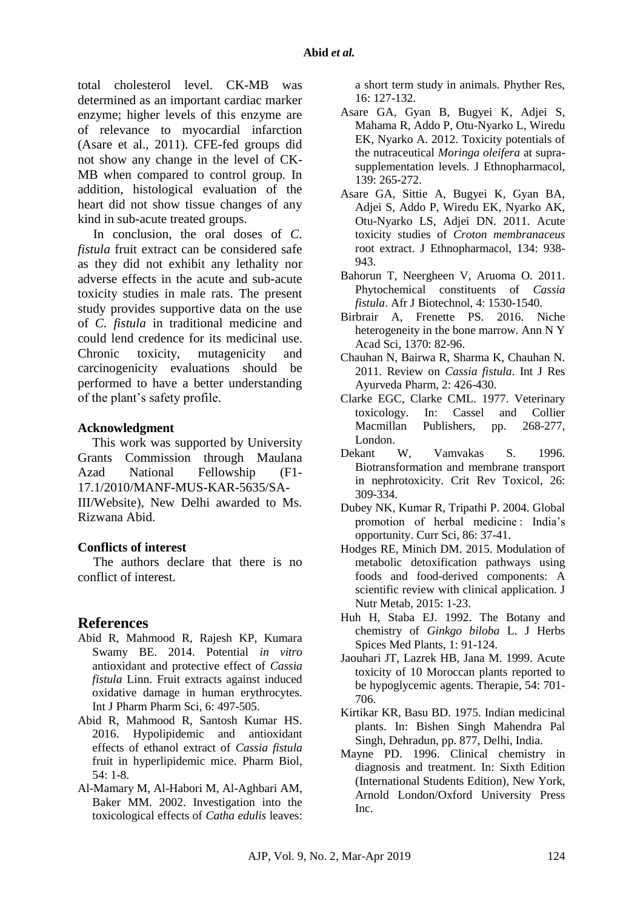total cholesterol level. CK-MB was determined as an important cardiac marker enzyme; higher levels of this enzyme are of relevance to myocardial infarction (Asare et al., 2011). CFE-fed groups did not show any change in the level of CK-MB when compared to control group. In addition, histological evaluation of the heart did not show tissue changes of any kind in sub-acute treated groups.

In conclusion, the oral doses of *C. fistula* fruit extract can be considered safe as they did not exhibit any lethality nor adverse effects in the acute and sub-acute toxicity studies in male rats. The present study provides supportive data on the use of *C. fistula* in traditional medicine and could lend credence for its medicinal use. Chronic toxicity, mutagenicity and carcinogenicity evaluations should be performed to have a better understanding of the plant's safety profile.

### Acknowledgment

This work was supported by University Grants Commission through Maulana Azad National Fellowship (F1-17.1/2010/MANF-MUS-KAR-5635/SA-III/Website), New Delhi awarded to Ms. Rizwana Abid.

### Conflicts of interest

The authors declare that there is no conflict of interest.

## References

Abid R, Mahmood R, Rajesh KP, Kumara Swamy BE. 2014. Potential *in vitro* antioxidant and protective effect of *Cassia fistula* Linn. Fruit extracts against induced oxidative damage in human erythrocytes. Int J Pharm Pharm Sci, 6: 497-505.

Abid R, Mahmood R, Santosh Kumar HS. 2016. Hypolipidemic and antioxidant effects of ethanol extract of *Cassia fistula* fruit in hyperlipidemic mice. Pharm Biol, 54: 1-8.

Al-Mamary M, Al-Habori M, Al-Aghbari AM, Baker MM. 2002. Investigation into the toxicological effects of *Catha edulis* leaves: a short term study in animals. Phyther Res, 16: 127-132.

Asare GA, Gyan B, Bugyei K, Adjei S, Mahama R, Addo P, Otu-Nyarko L, Wiredu EK, Nyarko A. 2012. Toxicity potentials of the nutraceutical *Moringa oleifera* at supra-supplementation levels. J Ethnopharmacol, 139: 265-272.

Asare GA, Sittie A, Bugyei K, Gyan BA, Adjei S, Addo P, Wiredu EK, Nyarko AK, Otu-Nyarko LS, Adjei DN. 2011. Acute toxicity studies of *Croton membranaceus* root extract. J Ethnopharmacol, 134: 938-943.

Bahorun T, Neergheen V, Aruoma O. 2011. Phytochemical constituents of *Cassia fistula*. Afr J Biotechnol, 4: 1530-1540.

Birbrair A, Frenette PS. 2016. Niche heterogeneity in the bone marrow. Ann N Y Acad Sci, 1370: 82-96.

Chauhan N, Bairwa R, Sharma K, Chauhan N. 2011. Review on *Cassia fistula*. Int J Res Ayurveda Pharm, 2: 426-430.

Clarke EGC, Clarke CML. 1977. Veterinary toxicology. In: Cassel and Collier Macmillan Publishers, pp. 268-277, London.

Dekant W, Vamvakas S. 1996. Biotransformation and membrane transport in nephrotoxicity. Crit Rev Toxicol, 26: 309-334.

Dubey NK, Kumar R, Tripathi P. 2004. Global promotion of herbal medicine : India's opportunity. Curr Sci, 86: 37-41.

Hodges RE, Minich DM. 2015. Modulation of metabolic detoxification pathways using foods and food-derived components: A scientific review with clinical application. J Nutr Metab, 2015: 1-23.

Huh H, Staba EJ. 1992. The Botany and chemistry of *Ginkgo biloba* L. J Herbs Spices Med Plants, 1: 91-124.

Jaouhari JT, Lazrek HB, Jana M. 1999. Acute toxicity of 10 Moroccan plants reported to be hypoglycemic agents. Therapie, 54: 701-706.

Kirtikar KR, Basu BD. 1975. Indian medicinal plants. In: Bishen Singh Mahendra Pal Singh, Dehradun, pp. 877, Delhi, India.

Mayne PD. 1996. Clinical chemistry in diagnosis and treatment. In: Sixth Edition (International Students Edition), New York, Arnold London/Oxford University Press Inc.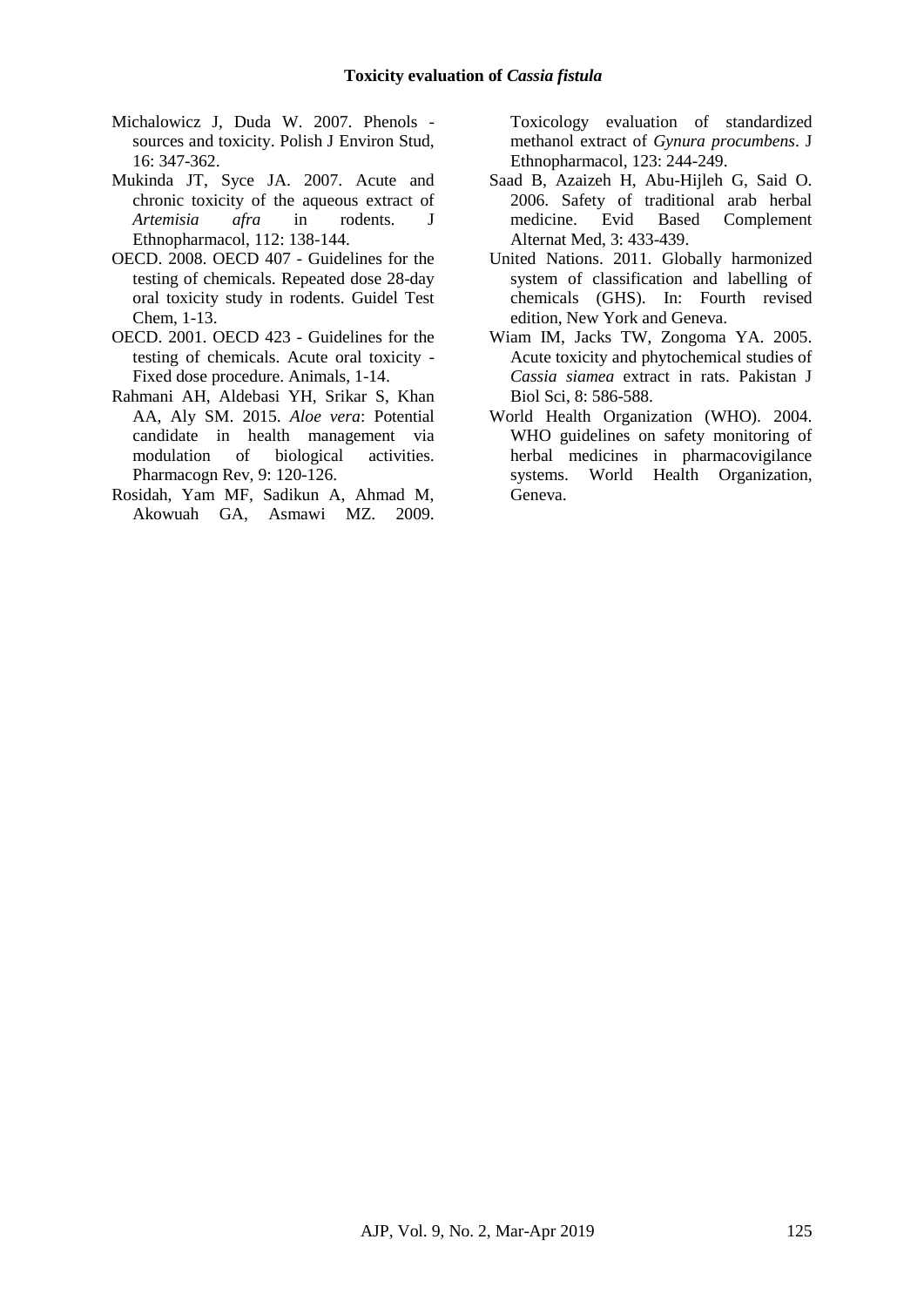Michalowicz J, Duda W. 2007. Phenols - sources and toxicity. Polish J Environ Stud, 16: 347-362.

Mukinda JT, Syce JA. 2007. Acute and chronic toxicity of the aqueous extract of *Artemisia afra* in rodents. J Ethnopharmacol, 112: 138-144.

OECD. 2008. OECD 407 - Guidelines for the testing of chemicals. Repeated dose 28-day oral toxicity study in rodents. Guidel Test Chem, 1-13.

OECD. 2001. OECD 423 - Guidelines for the testing of chemicals. Acute oral toxicity - Fixed dose procedure. Animals, 1-14.

Rahmani AH, Aldebasi YH, Srikar S, Khan AA, Aly SM. 2015. *Aloe vera*: Potential candidate in health management via modulation of biological activities. Pharmacogn Rev, 9: 120-126.

Rosidah, Yam MF, Sadikun A, Ahmad M, Akowuah GA, Asmawi MZ. 2009. Toxicology evaluation of standardized methanol extract of *Gynura procumbens*. J Ethnopharmacol, 123: 244-249.

Saad B, Azaizeh H, Abu-Hijleh G, Said O. 2006. Safety of traditional arab herbal medicine. Evid Based Complement Alternat Med, 3: 433-439.

United Nations. 2011. Globally harmonized system of classification and labelling of chemicals (GHS). In: Fourth revised edition, New York and Geneva.

Wiam IM, Jacks TW, Zongoma YA. 2005. Acute toxicity and phytochemical studies of *Cassia siamea* extract in rats. Pakistan J Biol Sci, 8: 586-588.

World Health Organization (WHO). 2004. WHO guidelines on safety monitoring of herbal medicines in pharmacovigilance systems. World Health Organization, Geneva.